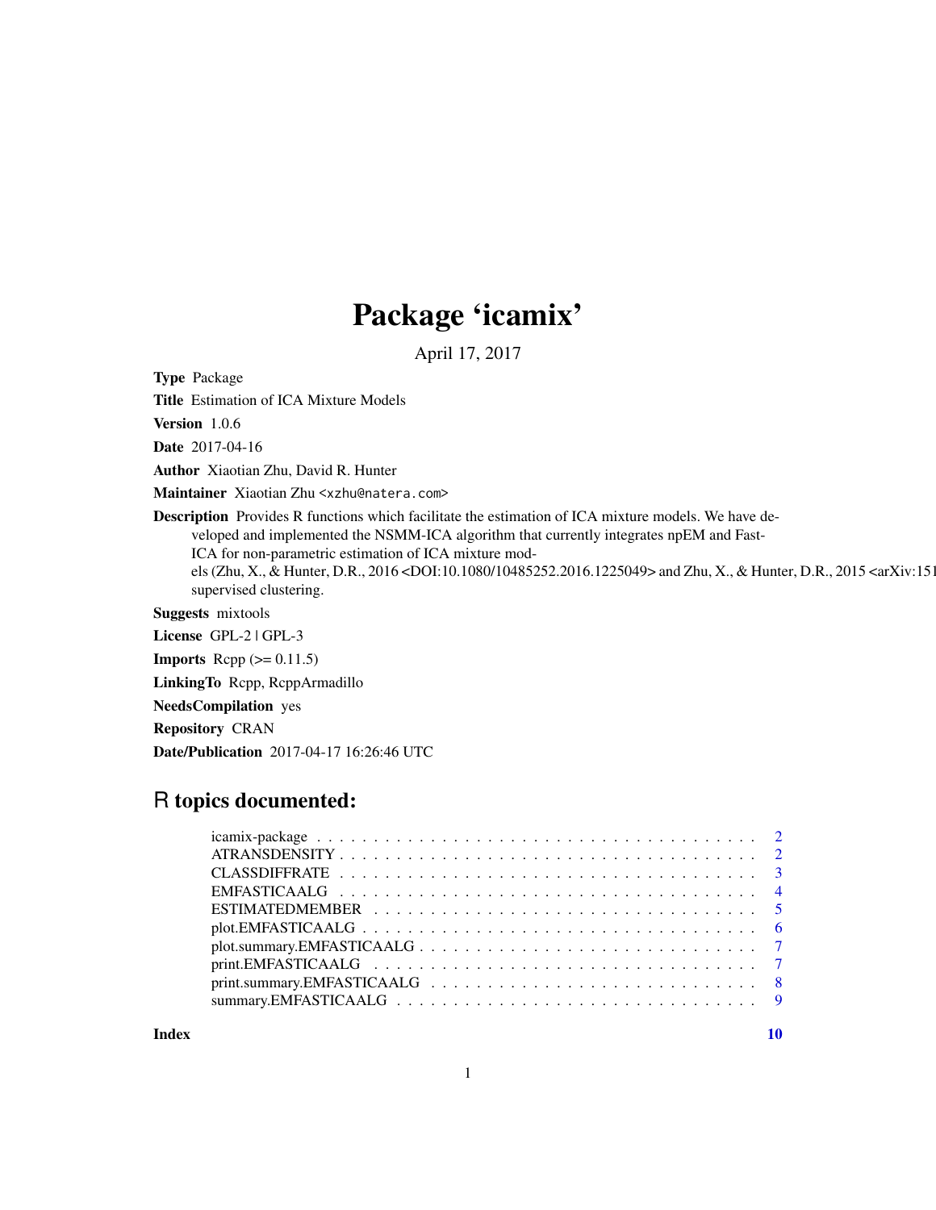# Package 'icamix'

April 17, 2017

**Type** Package

**Title** Estimation of ICA Mixture Models

**Version** 1.0.6

**Date** 2017-04-16

**Author** Xiaotian Zhu, David R. Hunter

**Maintainer** Xiaotian Zhu <xzhu@natera.com>

**Description** Provides R functions which facilitate the estimation of ICA mixture models. We have developed and implemented the NSMM-ICA algorithm that currently integrates npEM and Fast-ICA for non-parametric estimation of ICA mixture models (Zhu, X., & Hunter, D.R., 2016 <DOI:10.1080/10485252.2016.1225049> and Zhu, X., & Hunter, D.R., 2015 <arXiv:151 supervised clustering.

**Suggests** mixtools

**License** GPL-2 | GPL-3

**Imports** Rcpp (>= 0.11.5)

**LinkingTo** Rcpp, RcppArmadillo

**NeedsCompilation** yes

**Repository** CRAN

**Date/Publication** 2017-04-17 16:26:46 UTC

## R topics documented:

| | |
|---|---|
| icamix-package | 2 |
| ATRANSDENSITY | 2 |
| CLASSDIFFRATE | 3 |
| EMFASTICAALG | 4 |
| ESTIMATEDMEMBER | 5 |
| plot.EMFASTICAALG | 6 |
| plot.summary.EMFASTICAALG | 7 |
| print.EMFASTICAALG | 7 |
| print.summary.EMFASTICAALG | 8 |
| summary.EMFASTICAALG | 9 |

**Index** 10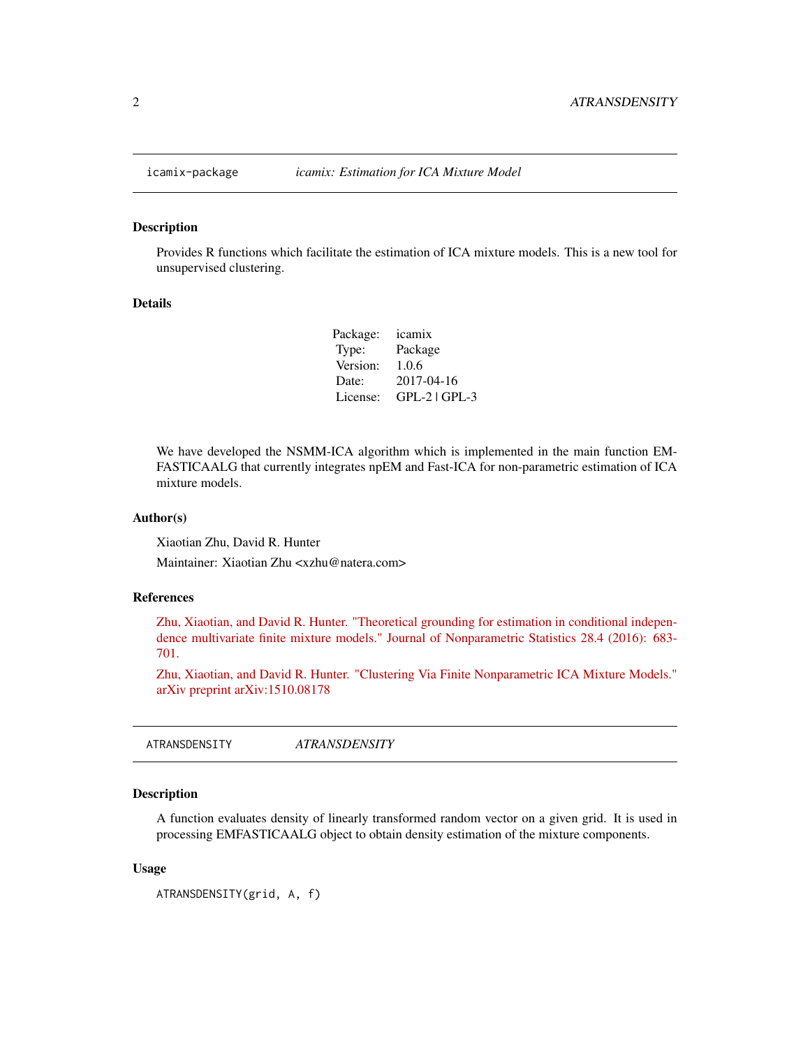## icamix-package — *icamix: Estimation for ICA Mixture Model*

### Description

Provides R functions which facilitate the estimation of ICA mixture models. This is a new tool for unsupervised clustering.

### Details

| | |
|---|---|
| Package: | icamix |
| Type: | Package |
| Version: | 1.0.6 |
| Date: | 2017-04-16 |
| License: | GPL-2 \| GPL-3 |

We have developed the NSMM-ICA algorithm which is implemented in the main function EMFASTICAALG that currently integrates npEM and Fast-ICA for non-parametric estimation of ICA mixture models.

### Author(s)

Xiaotian Zhu, David R. Hunter

Maintainer: Xiaotian Zhu <xzhu@natera.com>

### References

Zhu, Xiaotian, and David R. Hunter. "Theoretical grounding for estimation in conditional independence multivariate finite mixture models." Journal of Nonparametric Statistics 28.4 (2016): 683-701.

Zhu, Xiaotian, and David R. Hunter. "Clustering Via Finite Nonparametric ICA Mixture Models." arXiv preprint arXiv:1510.08178

## ATRANSDENSITY — *ATRANSDENSITY*

### Description

A function evaluates density of linearly transformed random vector on a given grid. It is used in processing EMFASTICAALG object to obtain density estimation of the mixture components.

### Usage

```
ATRANSDENSITY(grid, A, f)
```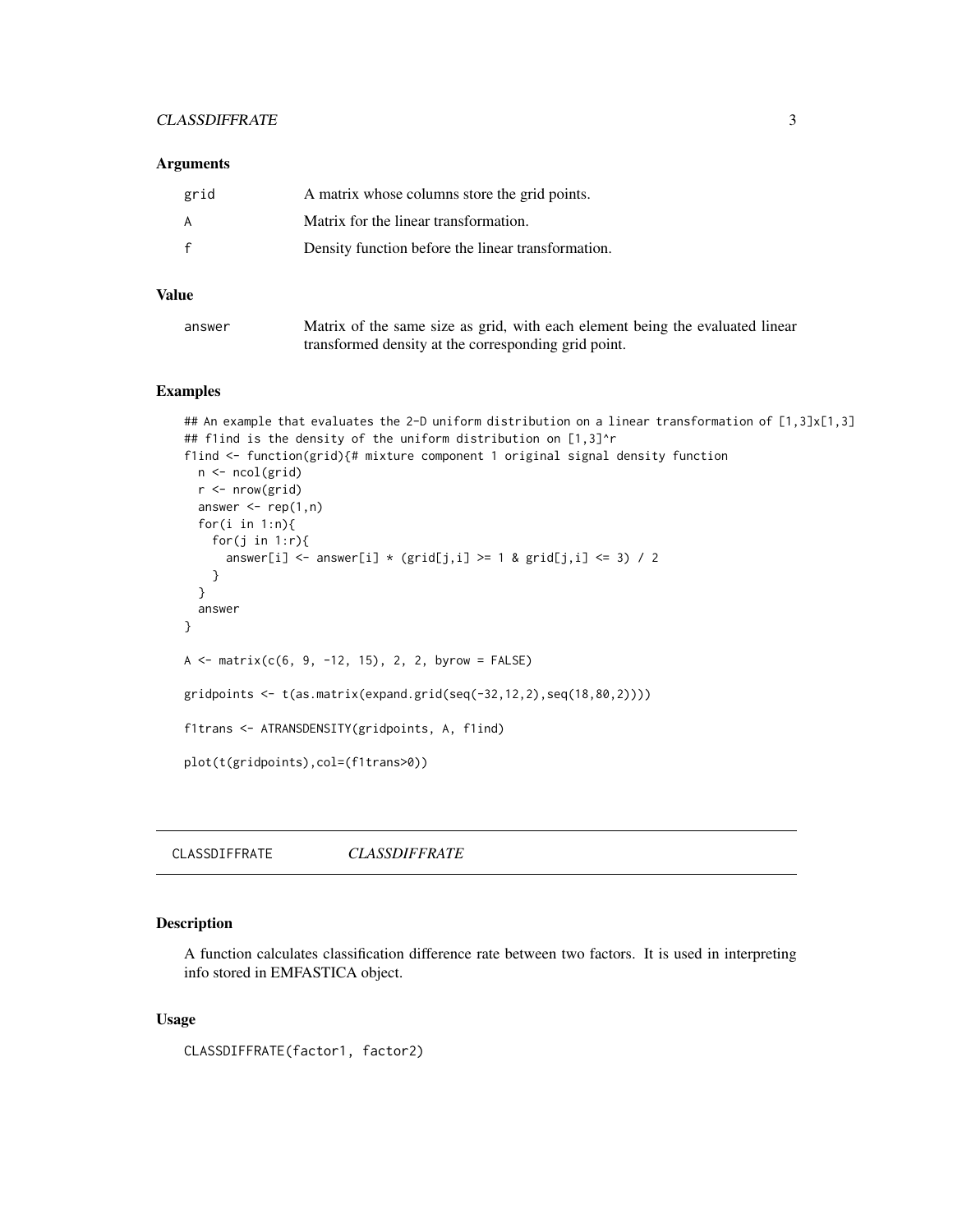### Arguments

| | |
|---|---|
| grid | A matrix whose columns store the grid points. |
| A | Matrix for the linear transformation. |
| f | Density function before the linear transformation. |

### Value

| | |
|---|---|
| answer | Matrix of the same size as grid, with each element being the evaluated linear transformed density at the corresponding grid point. |

### Examples

```
## An example that evaluates the 2-D uniform distribution on a linear transformation of [1,3]x[1,3]
## f1ind is the density of the uniform distribution on [1,3]^r
f1ind <- function(grid){# mixture component 1 original signal density function
  n <- ncol(grid)
  r <- nrow(grid)
  answer <- rep(1,n)
  for(i in 1:n){
    for(j in 1:r){
      answer[i] <- answer[i] * (grid[j,i] >= 1 & grid[j,i] <= 3) / 2
    }
  }
  answer
}

A <- matrix(c(6, 9, -12, 15), 2, 2, byrow = FALSE)

gridpoints <- t(as.matrix(expand.grid(seq(-32,12,2),seq(18,80,2))))

f1trans <- ATRANSDENSITY(gridpoints, A, f1ind)

plot(t(gridpoints),col=(f1trans>0))
```

---

## CLASSDIFFRATE *CLASSDIFFRATE*

### Description

A function calculates classification difference rate between two factors. It is used in interpreting info stored in EMFASTICA object.

### Usage

```
CLASSDIFFRATE(factor1, factor2)
```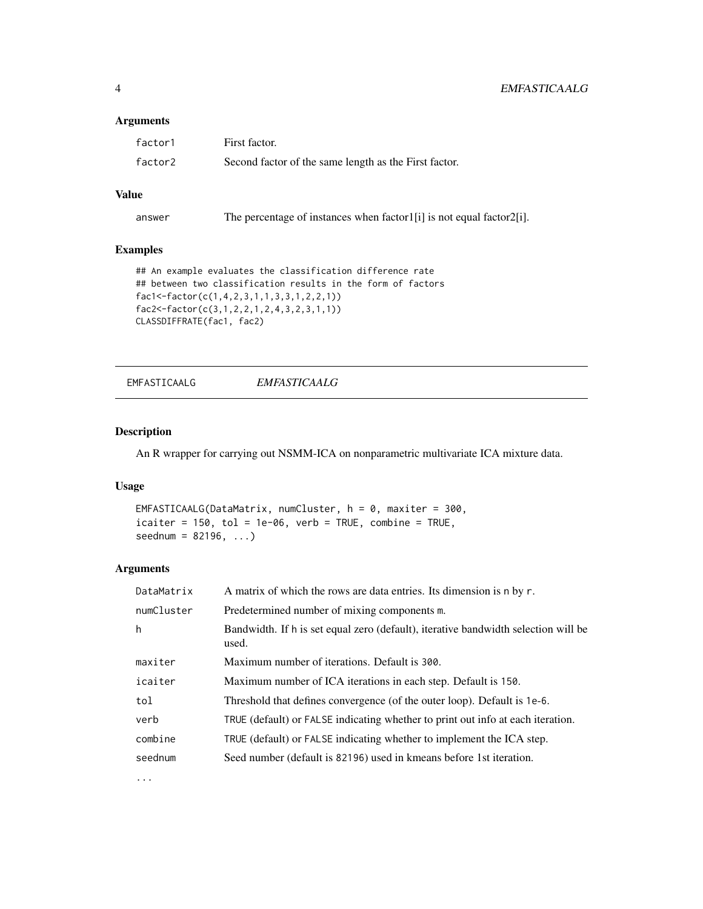### Arguments

| | |
|---|---|
| factor1 | First factor. |
| factor2 | Second factor of the same length as the First factor. |

### Value

| | |
|---|---|
| answer | The percentage of instances when factor1[i] is not equal factor2[i]. |

### Examples

```
## An example evaluates the classification difference rate
## between two classification results in the form of factors
fac1<-factor(c(1,4,2,3,1,1,3,3,1,2,2,1))
fac2<-factor(c(3,1,2,2,1,2,4,3,2,3,1,1))
CLASSDIFFRATE(fac1, fac2)
```

---

## EMFASTICAALG — *EMFASTICAALG*

### Description

An R wrapper for carrying out NSMM-ICA on nonparametric multivariate ICA mixture data.

### Usage

```
EMFASTICAALG(DataMatrix, numCluster, h = 0, maxiter = 300,
icaiter = 150, tol = 1e-06, verb = TRUE, combine = TRUE,
seednum = 82196, ...)
```

### Arguments

| | |
|---|---|
| DataMatrix | A matrix of which the rows are data entries. Its dimension is n by r. |
| numCluster | Predetermined number of mixing components m. |
| h | Bandwidth. If h is set equal zero (default), iterative bandwidth selection will be used. |
| maxiter | Maximum number of iterations. Default is 300. |
| icaiter | Maximum number of ICA iterations in each step. Default is 150. |
| tol | Threshold that defines convergence (of the outer loop). Default is 1e-6. |
| verb | TRUE (default) or FALSE indicating whether to print out info at each iteration. |
| combine | TRUE (default) or FALSE indicating whether to implement the ICA step. |
| seednum | Seed number (default is 82196) used in kmeans before 1st iteration. |
| ... | |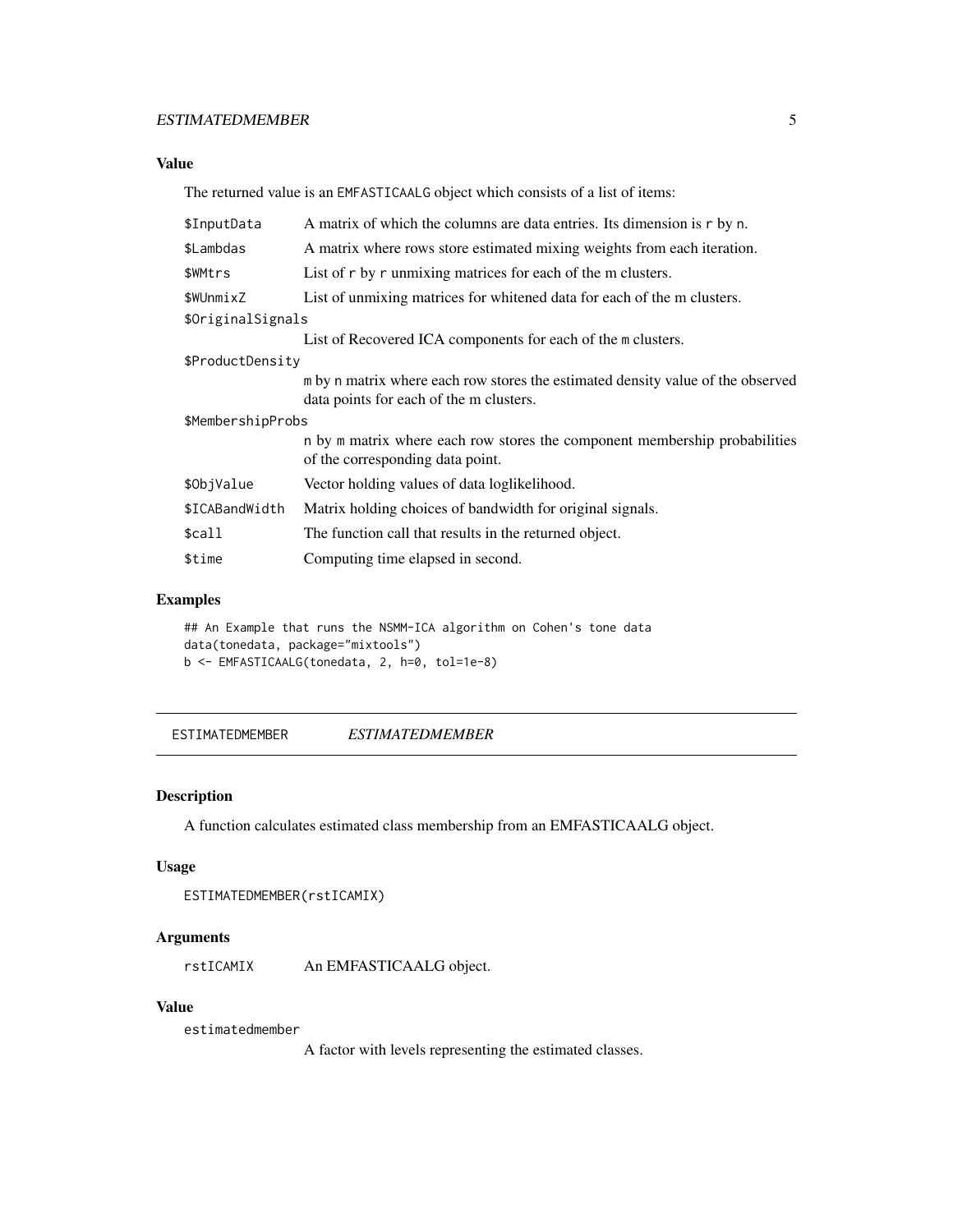### Value

The returned value is an EMFASTICAALG object which consists of a list of items:

| | |
|---|---|
| $InputData | A matrix of which the columns are data entries. Its dimension is r by n. |
| $Lambdas | A matrix where rows store estimated mixing weights from each iteration. |
| $WMtrs | List of r by r unmixing matrices for each of the m clusters. |
| $WUnmixZ | List of unmixing matrices for whitened data for each of the m clusters. |
| $OriginalSignals | List of Recovered ICA components for each of the m clusters. |
| $ProductDensity | m by n matrix where each row stores the estimated density value of the observed data points for each of the m clusters. |
| $MembershipProbs | n by m matrix where each row stores the component membership probabilities of the corresponding data point. |
| $ObjValue | Vector holding values of data loglikelihood. |
| $ICABandWidth | Matrix holding choices of bandwidth for original signals. |
| $call | The function call that results in the returned object. |
| $time | Computing time elapsed in second. |

### Examples

```
## An Example that runs the NSMM-ICA algorithm on Cohen's tone data
data(tonedata, package="mixtools")
b <- EMFASTICAALG(tonedata, 2, h=0, tol=1e-8)
```

---

## ESTIMATEDMEMBER *ESTIMATEDMEMBER*

### Description

A function calculates estimated class membership from an EMFASTICAALG object.

### Usage

```
ESTIMATEDMEMBER(rstICAMIX)
```

### Arguments

| | |
|---|---|
| rstICAMIX | An EMFASTICAALG object. |

### Value

| | |
|---|---|
| estimatedmember | A factor with levels representing the estimated classes. |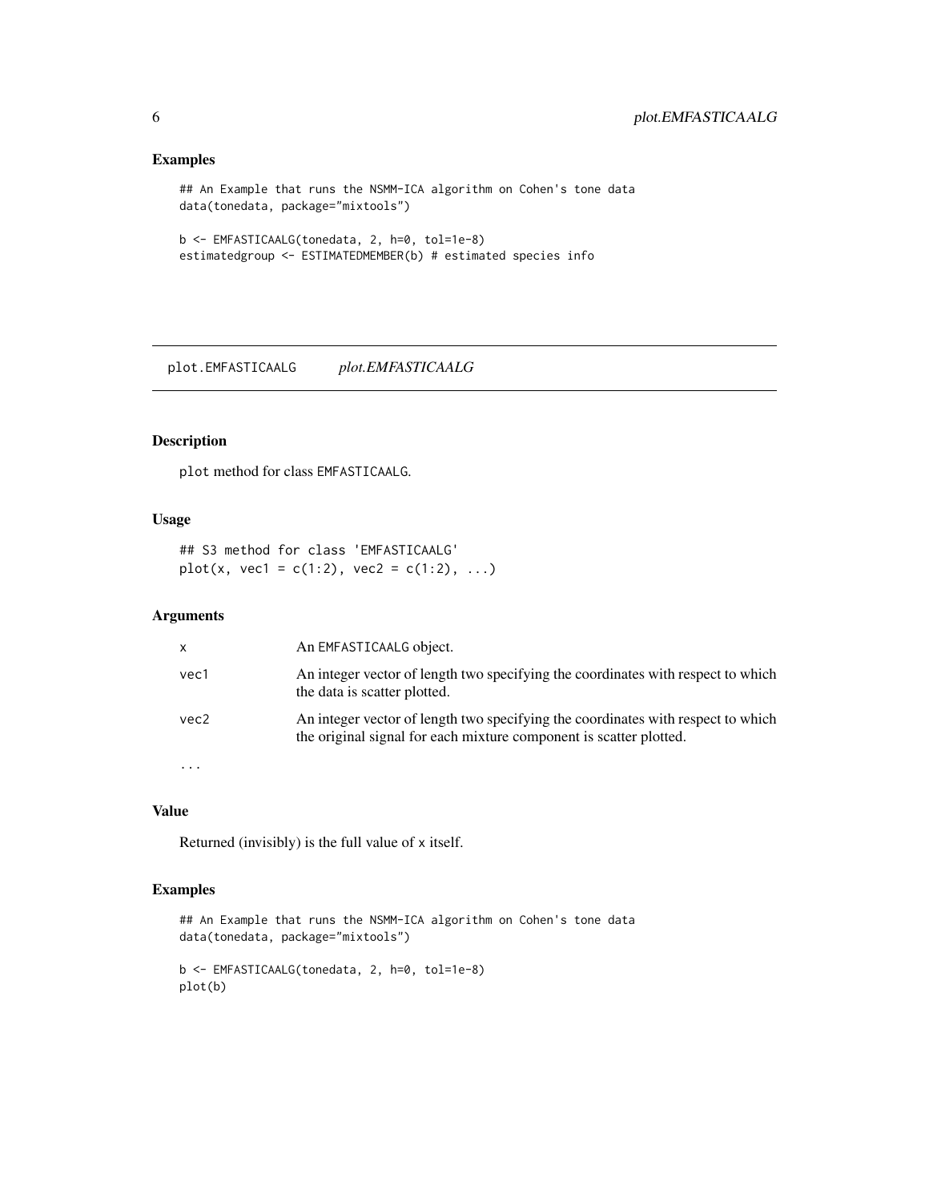## Examples

```
## An Example that runs the NSMM-ICA algorithm on Cohen's tone data
data(tonedata, package="mixtools")

b <- EMFASTICAALG(tonedata, 2, h=0, tol=1e-8)
estimatedgroup <- ESTIMATEDMEMBER(b) # estimated species info
```

---

# plot.EMFASTICAALG *plot.EMFASTICAALG*

---

## Description

plot method for class EMFASTICAALG.

## Usage

```
## S3 method for class 'EMFASTICAALG'
plot(x, vec1 = c(1:2), vec2 = c(1:2), ...)
```

## Arguments

| | |
|---|---|
| x | An EMFASTICAALG object. |
| vec1 | An integer vector of length two specifying the coordinates with respect to which the data is scatter plotted. |
| vec2 | An integer vector of length two specifying the coordinates with respect to which the original signal for each mixture component is scatter plotted. |
| ... | |

## Value

Returned (invisibly) is the full value of x itself.

## Examples

```
## An Example that runs the NSMM-ICA algorithm on Cohen's tone data
data(tonedata, package="mixtools")

b <- EMFASTICAALG(tonedata, 2, h=0, tol=1e-8)
plot(b)
```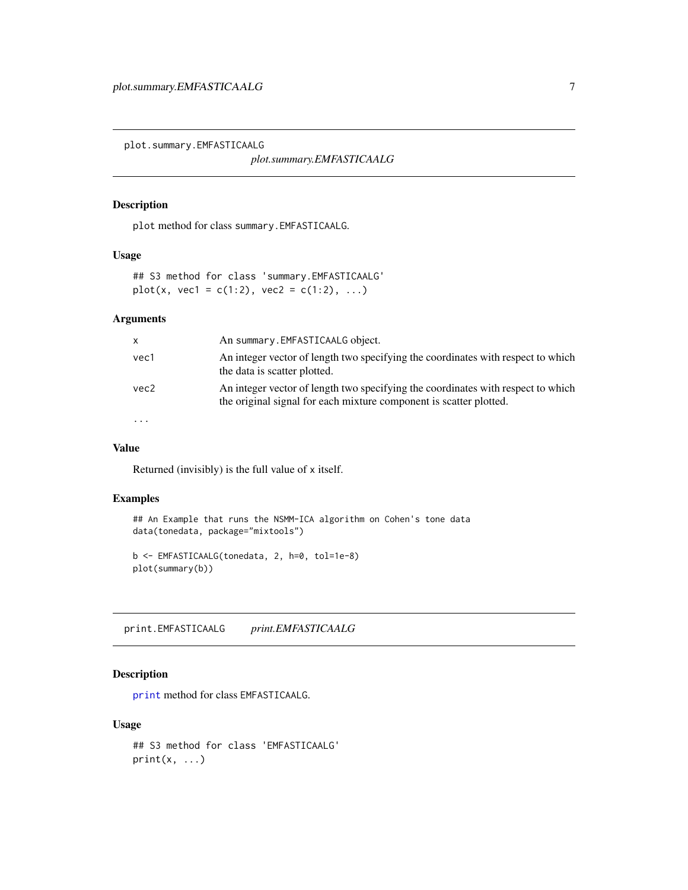## plot.summary.EMFASTICAALG

*plot.summary.EMFASTICAALG*

### Description

`plot` method for class `summary.EMFASTICAALG`.

### Usage

```
## S3 method for class 'summary.EMFASTICAALG'
plot(x, vec1 = c(1:2), vec2 = c(1:2), ...)
```

### Arguments

| | |
|---|---|
| `x` | An `summary.EMFASTICAALG` object. |
| `vec1` | An integer vector of length two specifying the coordinates with respect to which the data is scatter plotted. |
| `vec2` | An integer vector of length two specifying the coordinates with respect to which the original signal for each mixture component is scatter plotted. |
| `...` | |

### Value

Returned (invisibly) is the full value of x itself.

### Examples

```
## An Example that runs the NSMM-ICA algorithm on Cohen's tone data
data(tonedata, package="mixtools")

b <- EMFASTICAALG(tonedata, 2, h=0, tol=1e-8)
plot(summary(b))
```

## print.EMFASTICAALG

*print.EMFASTICAALG*

### Description

`print` method for class `EMFASTICAALG`.

### Usage

```
## S3 method for class 'EMFASTICAALG'
print(x, ...)
```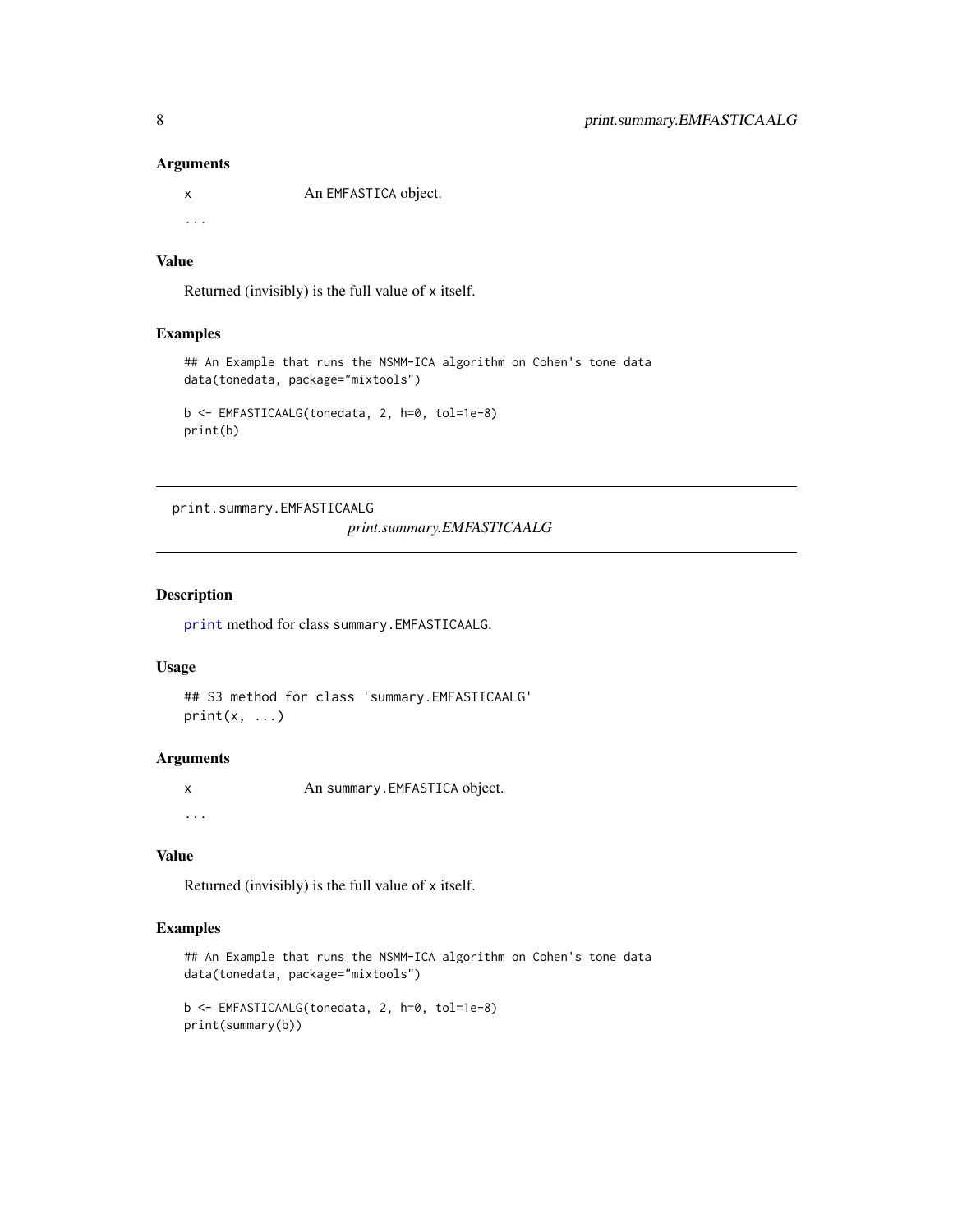### Arguments

x An EMFASTICA object.

...

### Value

Returned (invisibly) is the full value of x itself.

### Examples

```
## An Example that runs the NSMM-ICA algorithm on Cohen's tone data
data(tonedata, package="mixtools")

b <- EMFASTICAALG(tonedata, 2, h=0, tol=1e-8)
print(b)
```

---

## print.summary.EMFASTICAALG

*print.summary.EMFASTICAALG*

---

### Description

print method for class summary.EMFASTICAALG.

### Usage

```
## S3 method for class 'summary.EMFASTICAALG'
print(x, ...)
```

### Arguments

x An summary.EMFASTICA object.

...

### Value

Returned (invisibly) is the full value of x itself.

### Examples

```
## An Example that runs the NSMM-ICA algorithm on Cohen's tone data
data(tonedata, package="mixtools")

b <- EMFASTICAALG(tonedata, 2, h=0, tol=1e-8)
print(summary(b))
```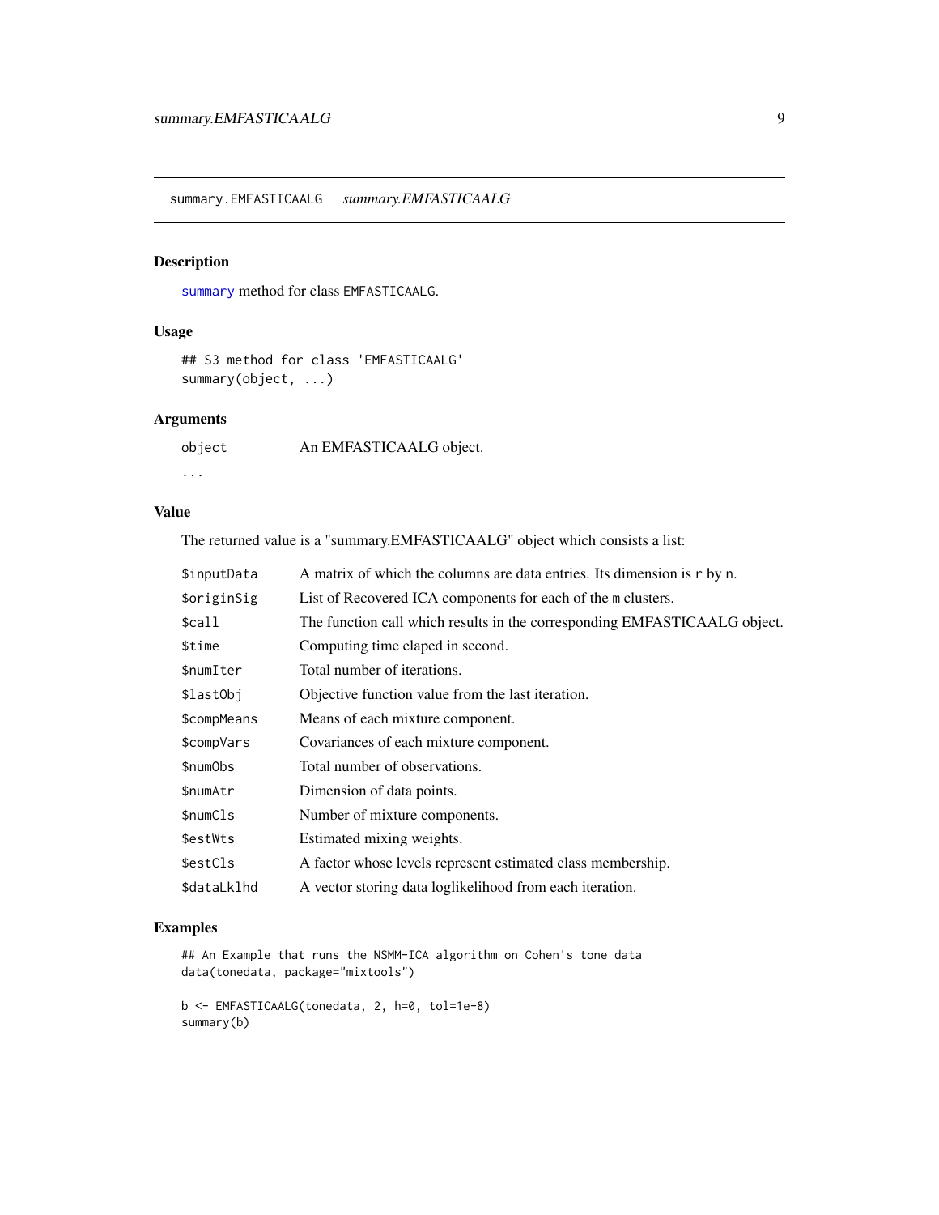# summary.EMFASTICAALG *summary.EMFASTICAALG*

## Description

`summary` method for class `EMFASTICAALG`.

## Usage

```
## S3 method for class 'EMFASTICAALG'
summary(object, ...)
```

## Arguments

| | |
|---|---|
| `object` | An EMFASTICAALG object. |
| `...` | |

## Value

The returned value is a "summary.EMFASTICAALG" object which consists a list:

| | |
|---|---|
| `$inputData` | A matrix of which the columns are data entries. Its dimension is `r` by `n`. |
| `$originSig` | List of Recovered ICA components for each of the `m` clusters. |
| `$call` | The function call which results in the corresponding EMFASTICAALG object. |
| `$time` | Computing time elaped in second. |
| `$numIter` | Total number of iterations. |
| `$lastObj` | Objective function value from the last iteration. |
| `$compMeans` | Means of each mixture component. |
| `$compVars` | Covariances of each mixture component. |
| `$numObs` | Total number of observations. |
| `$numAtr` | Dimension of data points. |
| `$numCls` | Number of mixture components. |
| `$estWts` | Estimated mixing weights. |
| `$estCls` | A factor whose levels represent estimated class membership. |
| `$dataLklhd` | A vector storing data loglikelihood from each iteration. |

## Examples

```
## An Example that runs the NSMM-ICA algorithm on Cohen's tone data
data(tonedata, package="mixtools")

b <- EMFASTICAALG(tonedata, 2, h=0, tol=1e-8)
summary(b)
```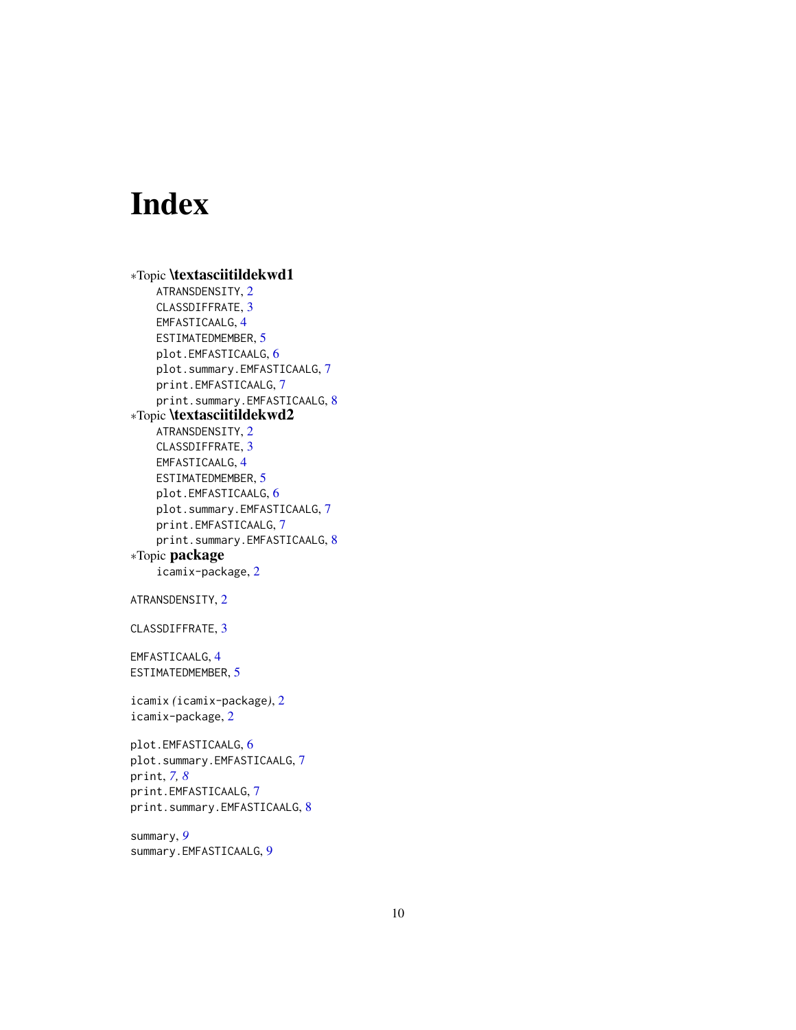# Index

∗Topic **\textasciitildekwd1**
  ATRANSDENSITY, 2
  CLASSDIFFRATE, 3
  EMFASTICAALG, 4
  ESTIMATEDMEMBER, 5
  plot.EMFASTICAALG, 6
  plot.summary.EMFASTICAALG, 7
  print.EMFASTICAALG, 7
  print.summary.EMFASTICAALG, 8

∗Topic **\textasciitildekwd2**
  ATRANSDENSITY, 2
  CLASSDIFFRATE, 3
  EMFASTICAALG, 4
  ESTIMATEDMEMBER, 5
  plot.EMFASTICAALG, 6
  plot.summary.EMFASTICAALG, 7
  print.EMFASTICAALG, 7
  print.summary.EMFASTICAALG, 8

∗Topic **package**
  icamix-package, 2

ATRANSDENSITY, 2

CLASSDIFFRATE, 3

EMFASTICAALG, 4
ESTIMATEDMEMBER, 5

icamix *(*icamix-package*)*, 2
icamix-package, 2

plot.EMFASTICAALG, 6
plot.summary.EMFASTICAALG, 7
print, *7, 8*
print.EMFASTICAALG, 7
print.summary.EMFASTICAALG, 8

summary, *9*
summary.EMFASTICAALG, 9